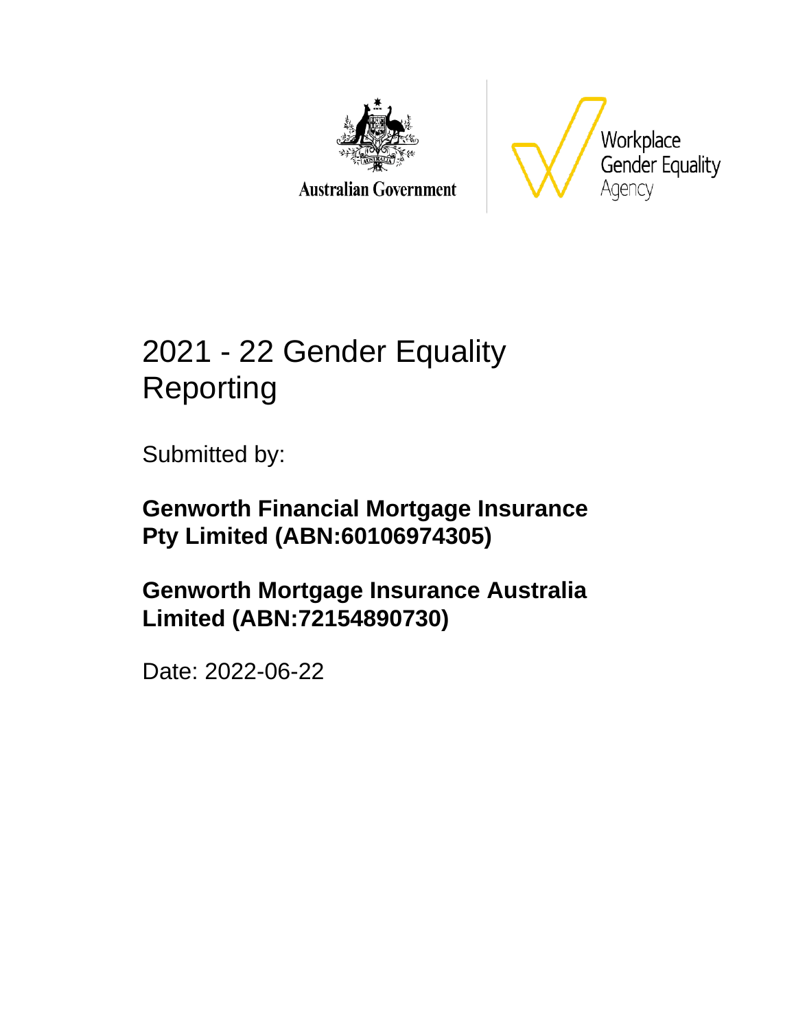Australian Government

Workplace Gender Equality Agency

# 2021 - 22 Gender Equality Reporting

Submitted by:

**Genworth Financial Mortgage Insurance Pty Limited (ABN:60106974305)**

**Genworth Mortgage Insurance Australia Limited (ABN:72154890730)**

Date: 2022-06-22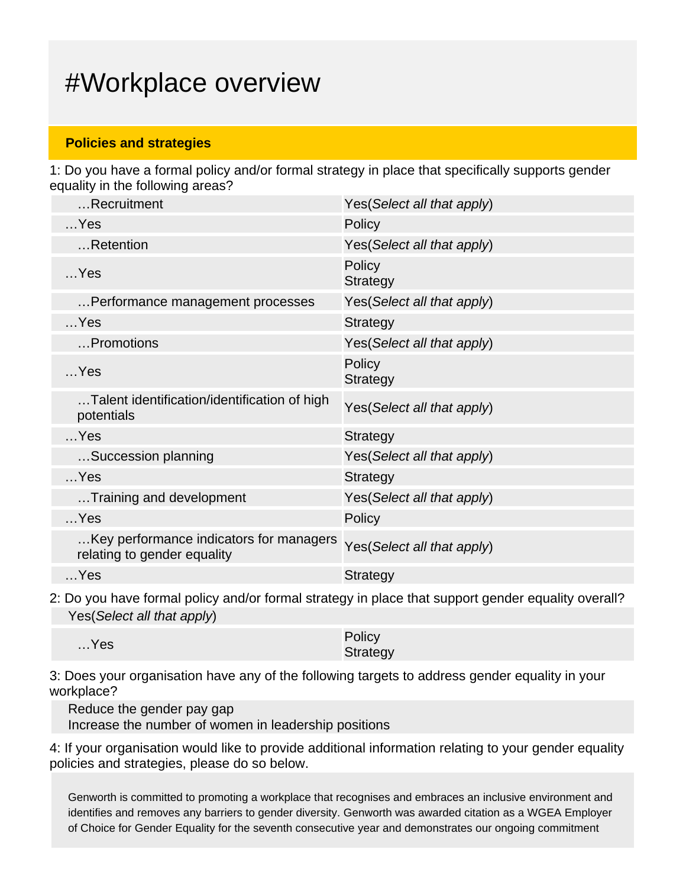# #Workplace overview

**Policies and strategies**

1: Do you have a formal policy and/or formal strategy in place that specifically supports gender equality in the following areas?

| | |
|---|---|
| …Recruitment | Yes(*Select all that apply*) |
| …Yes | Policy |
| …Retention | Yes(*Select all that apply*) |
| …Yes | Policy<br>Strategy |
| …Performance management processes | Yes(*Select all that apply*) |
| …Yes | Strategy |
| …Promotions | Yes(*Select all that apply*) |
| …Yes | Policy<br>Strategy |
| …Talent identification/identification of high potentials | Yes(*Select all that apply*) |
| …Yes | Strategy |
| …Succession planning | Yes(*Select all that apply*) |
| …Yes | Strategy |
| …Training and development | Yes(*Select all that apply*) |
| …Yes | Policy |
| …Key performance indicators for managers relating to gender equality | Yes(*Select all that apply*) |
| …Yes | Strategy |

2: Do you have formal policy and/or formal strategy in place that support gender equality overall?

Yes(*Select all that apply*)

| | |
|---|---|
| …Yes | Policy<br>Strategy |

3: Does your organisation have any of the following targets to address gender equality in your workplace?

Reduce the gender pay gap
Increase the number of women in leadership positions

4: If your organisation would like to provide additional information relating to your gender equality policies and strategies, please do so below.

Genworth is committed to promoting a workplace that recognises and embraces an inclusive environment and identifies and removes any barriers to gender diversity. Genworth was awarded citation as a WGEA Employer of Choice for Gender Equality for the seventh consecutive year and demonstrates our ongoing commitment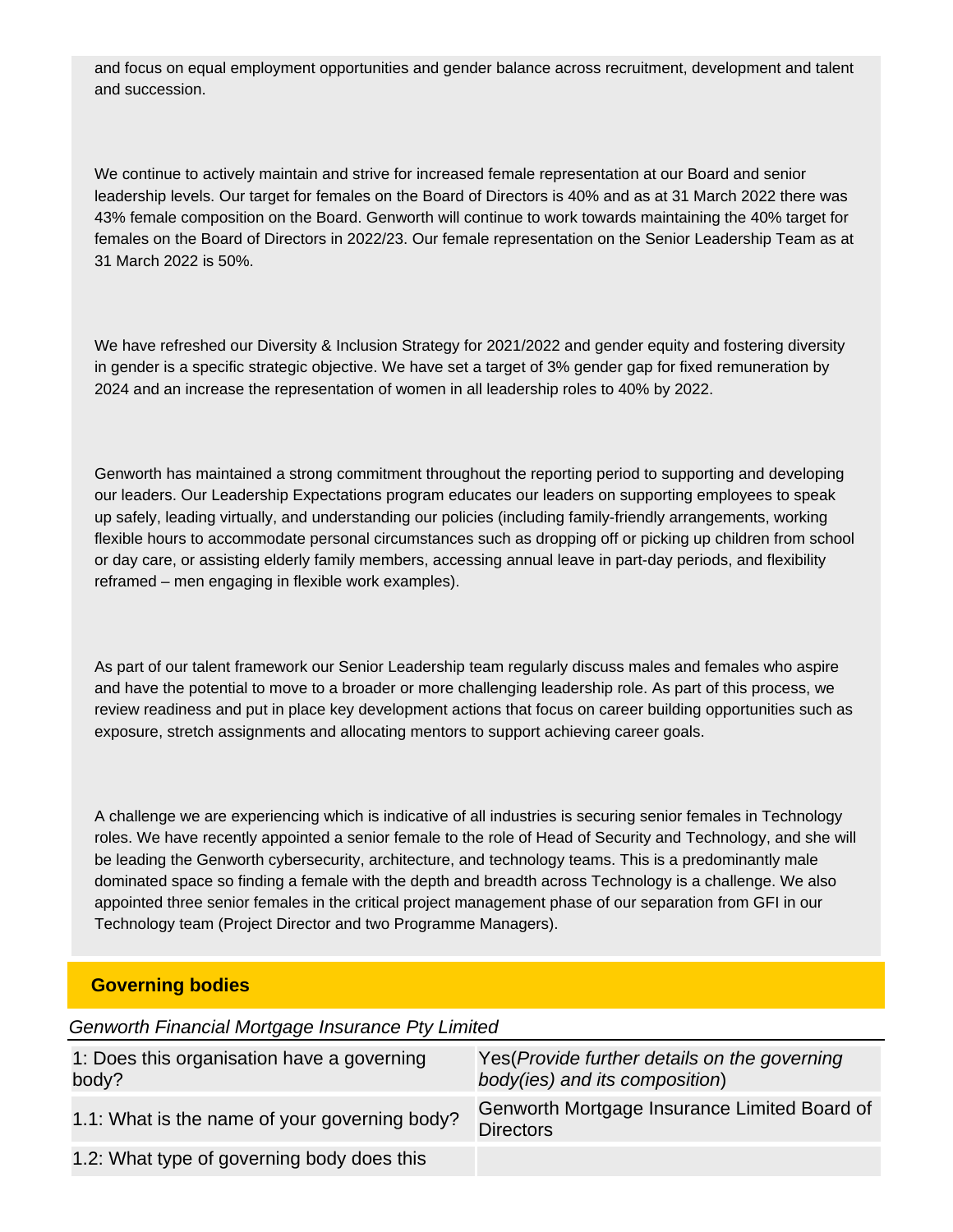and focus on equal employment opportunities and gender balance across recruitment, development and talent and succession.

We continue to actively maintain and strive for increased female representation at our Board and senior leadership levels. Our target for females on the Board of Directors is 40% and as at 31 March 2022 there was 43% female composition on the Board. Genworth will continue to work towards maintaining the 40% target for females on the Board of Directors in 2022/23. Our female representation on the Senior Leadership Team as at 31 March 2022 is 50%.

We have refreshed our Diversity & Inclusion Strategy for 2021/2022 and gender equity and fostering diversity in gender is a specific strategic objective. We have set a target of 3% gender gap for fixed remuneration by 2024 and an increase the representation of women in all leadership roles to 40% by 2022.

Genworth has maintained a strong commitment throughout the reporting period to supporting and developing our leaders. Our Leadership Expectations program educates our leaders on supporting employees to speak up safely, leading virtually, and understanding our policies (including family-friendly arrangements, working flexible hours to accommodate personal circumstances such as dropping off or picking up children from school or day care, or assisting elderly family members, accessing annual leave in part-day periods, and flexibility reframed – men engaging in flexible work examples).

As part of our talent framework our Senior Leadership team regularly discuss males and females who aspire and have the potential to move to a broader or more challenging leadership role. As part of this process, we review readiness and put in place key development actions that focus on career building opportunities such as exposure, stretch assignments and allocating mentors to support achieving career goals.

A challenge we are experiencing which is indicative of all industries is securing senior females in Technology roles. We have recently appointed a senior female to the role of Head of Security and Technology, and she will be leading the Genworth cybersecurity, architecture, and technology teams. This is a predominantly male dominated space so finding a female with the depth and breadth across Technology is a challenge. We also appointed three senior females in the critical project management phase of our separation from GFI in our Technology team (Project Director and two Programme Managers).

## Governing bodies

*Genworth Financial Mortgage Insurance Pty Limited*

| | |
|---|---|
| 1: Does this organisation have a governing body? | Yes(*Provide further details on the governing body(ies) and its composition*) |
| 1.1: What is the name of your governing body? | Genworth Mortgage Insurance Limited Board of Directors |
| 1.2: What type of governing body does this | |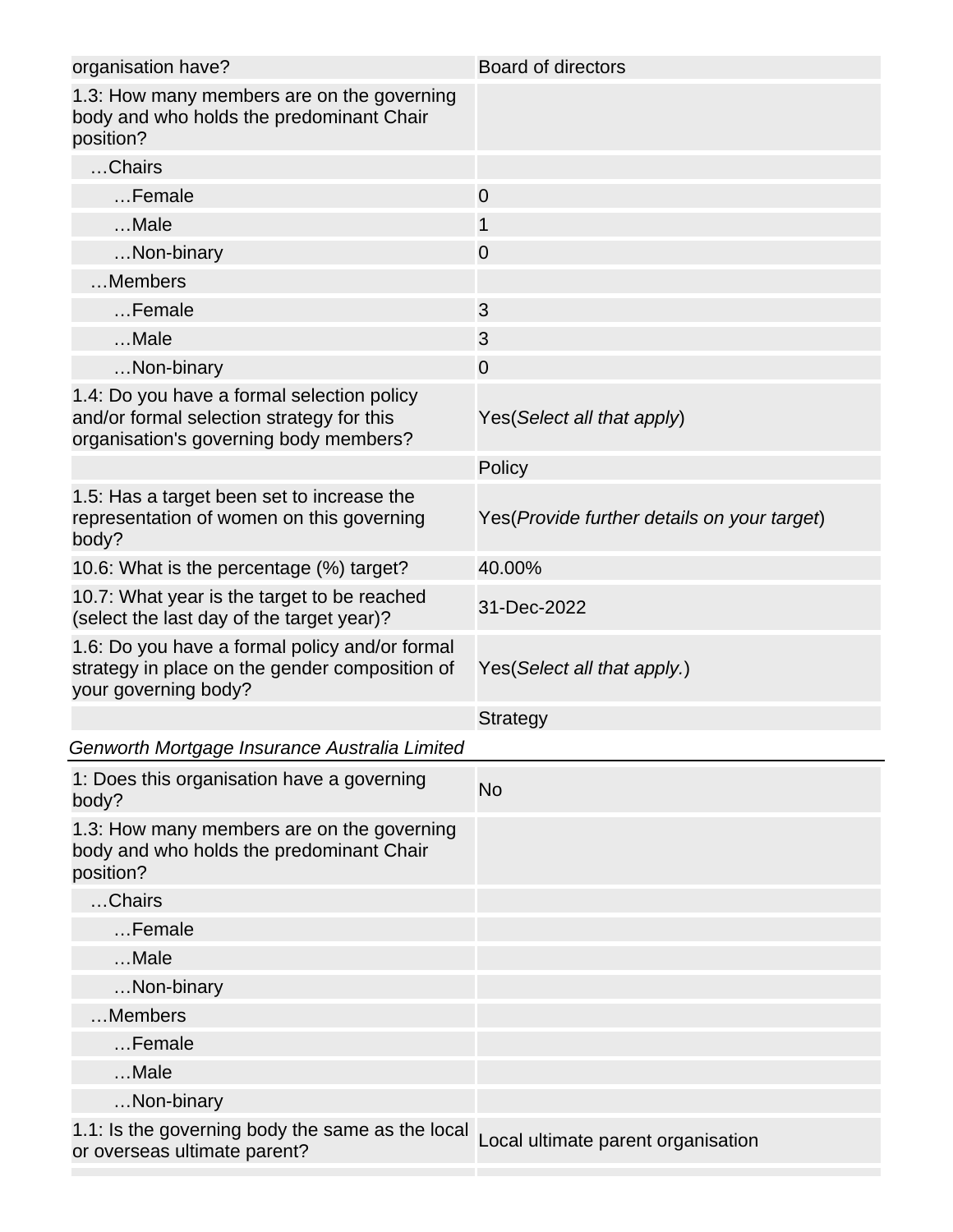| organisation have? | Board of directors |
|---|---|
| 1.3: How many members are on the governing body and who holds the predominant Chair position? | |
| …Chairs | |
| …Female | 0 |
| …Male | 1 |
| …Non-binary | 0 |
| …Members | |
| …Female | 3 |
| …Male | 3 |
| …Non-binary | 0 |
| 1.4: Do you have a formal selection policy and/or formal selection strategy for this organisation's governing body members? | Yes(*Select all that apply*) |
| | Policy |
| 1.5: Has a target been set to increase the representation of women on this governing body? | Yes(*Provide further details on your target*) |
| 10.6: What is the percentage (%) target? | 40.00% |
| 10.7: What year is the target to be reached (select the last day of the target year)? | 31-Dec-2022 |
| 1.6: Do you have a formal policy and/or formal strategy in place on the gender composition of your governing body? | Yes(*Select all that apply.*) |
| | Strategy |

*Genworth Mortgage Insurance Australia Limited*

| 1: Does this organisation have a governing body? | No |
|---|---|
| 1.3: How many members are on the governing body and who holds the predominant Chair position? | |
| …Chairs | |
| …Female | |
| …Male | |
| …Non-binary | |
| …Members | |
| …Female | |
| …Male | |
| …Non-binary | |
| 1.1: Is the governing body the same as the local or overseas ultimate parent? | Local ultimate parent organisation |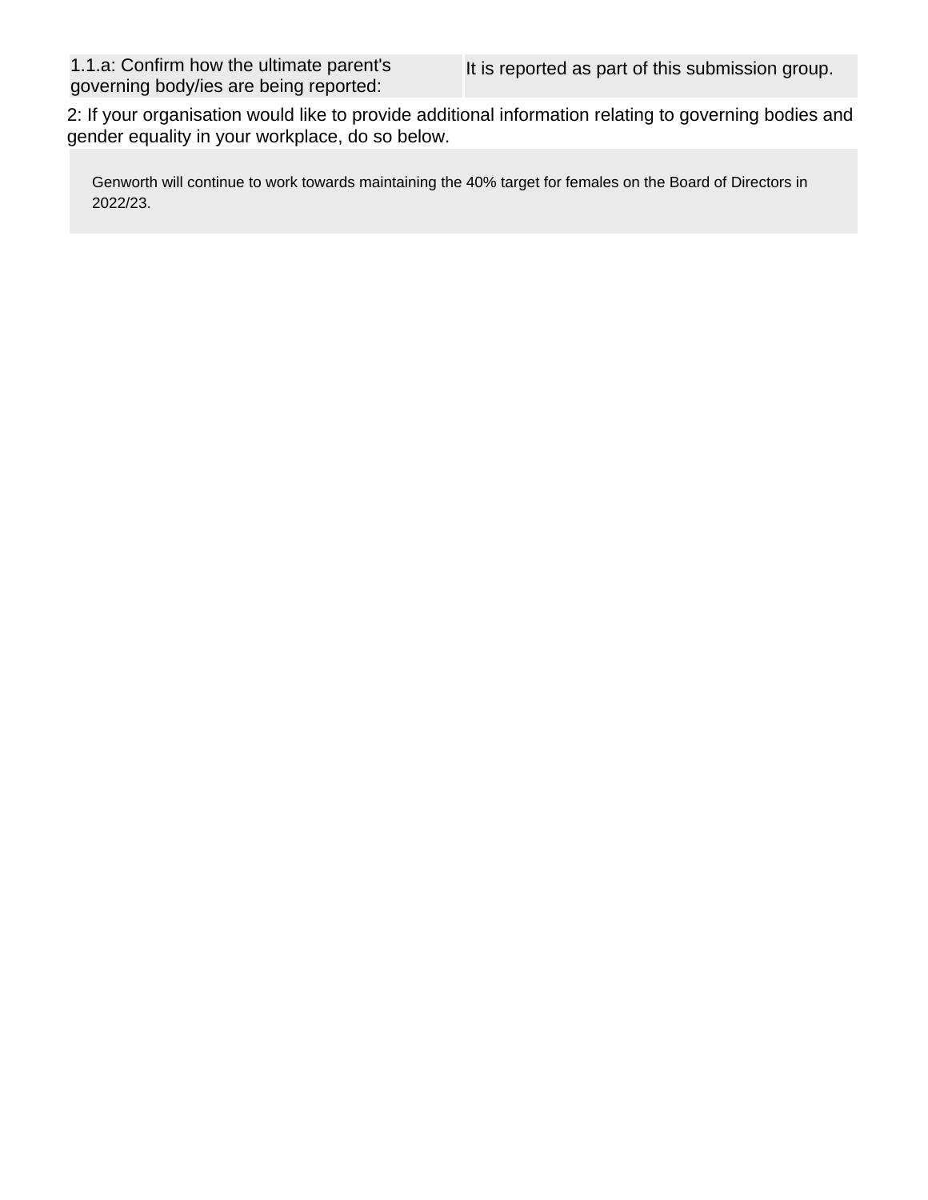| 1.1.a: Confirm how the ultimate parent's governing body/ies are being reported: | It is reported as part of this submission group. |
| --- | --- |

2: If your organisation would like to provide additional information relating to governing bodies and gender equality in your workplace, do so below.

Genworth will continue to work towards maintaining the 40% target for females on the Board of Directors in 2022/23.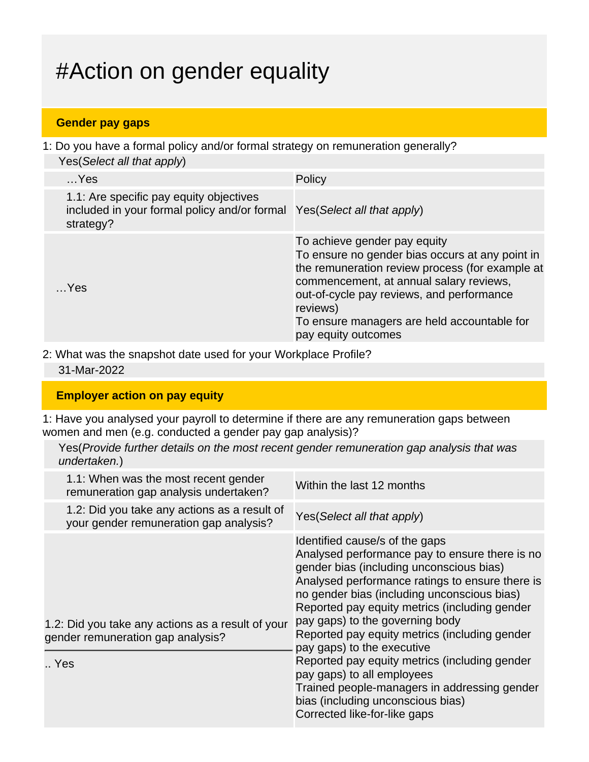# #Action on gender equality

## Gender pay gaps

1: Do you have a formal policy and/or formal strategy on remuneration generally?

Yes(*Select all that apply*)

| | |
|---|---|
| …Yes | Policy |
| 1.1: Are specific pay equity objectives included in your formal policy and/or formal strategy? | Yes(*Select all that apply*) |
| …Yes | To achieve gender pay equity<br>To ensure no gender bias occurs at any point in the remuneration review process (for example at commencement, at annual salary reviews, out-of-cycle pay reviews, and performance reviews)<br>To ensure managers are held accountable for pay equity outcomes |

2: What was the snapshot date used for your Workplace Profile?

31-Mar-2022

## Employer action on pay equity

1: Have you analysed your payroll to determine if there are any remuneration gaps between women and men (e.g. conducted a gender pay gap analysis)?

Yes(*Provide further details on the most recent gender remuneration gap analysis that was undertaken.*)

| | |
|---|---|
| 1.1: When was the most recent gender remuneration gap analysis undertaken? | Within the last 12 months |
| 1.2: Did you take any actions as a result of your gender remuneration gap analysis? | Yes(*Select all that apply*) |
| 1.2: Did you take any actions as a result of your gender remuneration gap analysis?<br>.. Yes | Identified cause/s of the gaps<br>Analysed performance pay to ensure there is no gender bias (including unconscious bias)<br>Analysed performance ratings to ensure there is no gender bias (including unconscious bias)<br>Reported pay equity metrics (including gender pay gaps) to the governing body<br>Reported pay equity metrics (including gender pay gaps) to the executive<br>Reported pay equity metrics (including gender pay gaps) to all employees<br>Trained people-managers in addressing gender bias (including unconscious bias)<br>Corrected like-for-like gaps |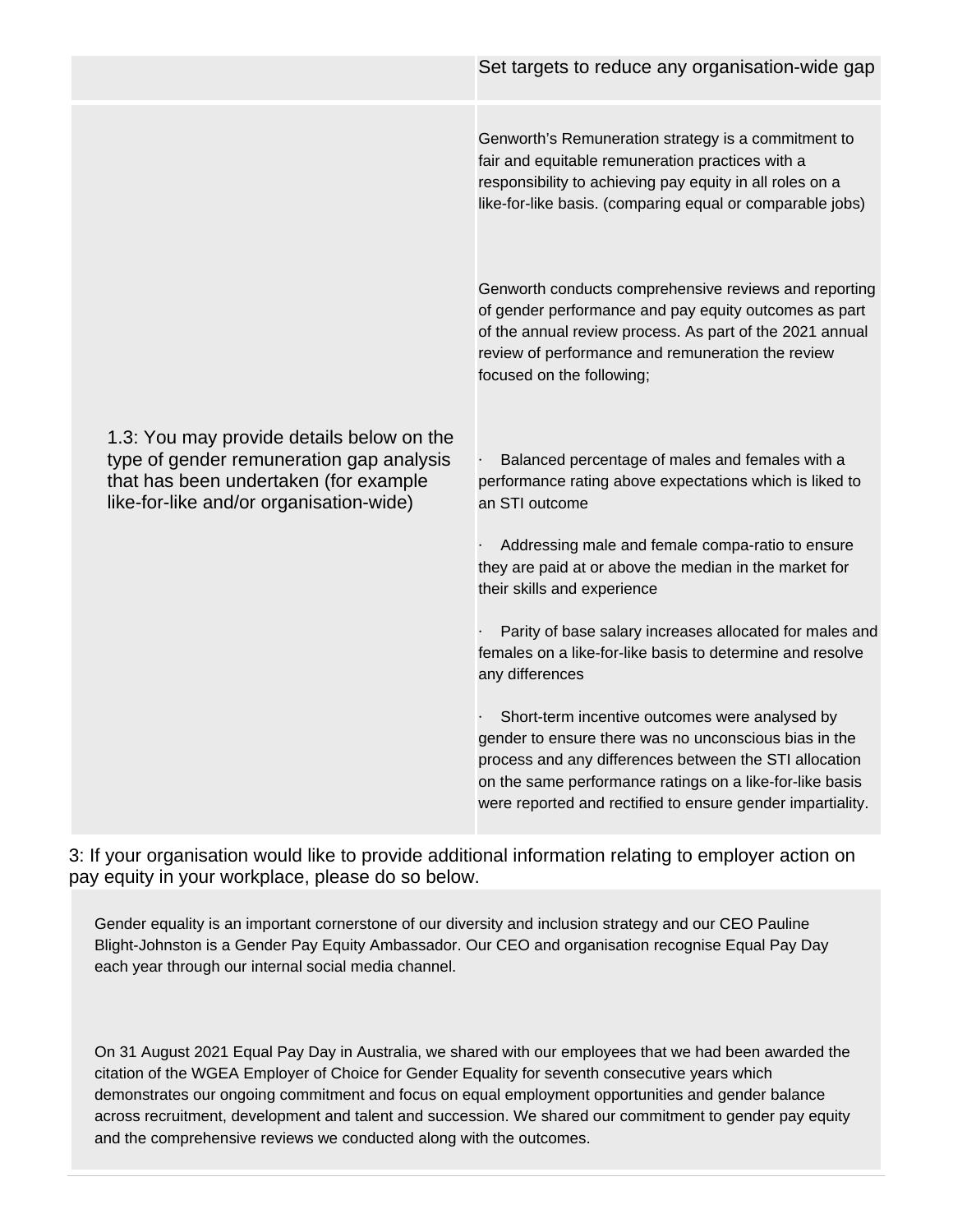| | |
|---|---|
| | Set targets to reduce any organisation-wide gap |
| 1.3: You may provide details below on the type of gender remuneration gap analysis that has been undertaken (for example like-for-like and/or organisation-wide) | Genworth's Remuneration strategy is a commitment to fair and equitable remuneration practices with a responsibility to achieving pay equity in all roles on a like-for-like basis. (comparing equal or comparable jobs)<br><br>Genworth conducts comprehensive reviews and reporting of gender performance and pay equity outcomes as part of the annual review process. As part of the 2021 annual review of performance and remuneration the review focused on the following;<br><br>· Balanced percentage of males and females with a performance rating above expectations which is liked to an STI outcome<br><br>· Addressing male and female compa-ratio to ensure they are paid at or above the median in the market for their skills and experience<br><br>· Parity of base salary increases allocated for males and females on a like-for-like basis to determine and resolve any differences<br><br>· Short-term incentive outcomes were analysed by gender to ensure there was no unconscious bias in the process and any differences between the STI allocation on the same performance ratings on a like-for-like basis were reported and rectified to ensure gender impartiality. |

3: If your organisation would like to provide additional information relating to employer action on pay equity in your workplace, please do so below.

Gender equality is an important cornerstone of our diversity and inclusion strategy and our CEO Pauline Blight-Johnston is a Gender Pay Equity Ambassador. Our CEO and organisation recognise Equal Pay Day each year through our internal social media channel.

On 31 August 2021 Equal Pay Day in Australia, we shared with our employees that we had been awarded the citation of the WGEA Employer of Choice for Gender Equality for seventh consecutive years which demonstrates our ongoing commitment and focus on equal employment opportunities and gender balance across recruitment, development and talent and succession. We shared our commitment to gender pay equity and the comprehensive reviews we conducted along with the outcomes.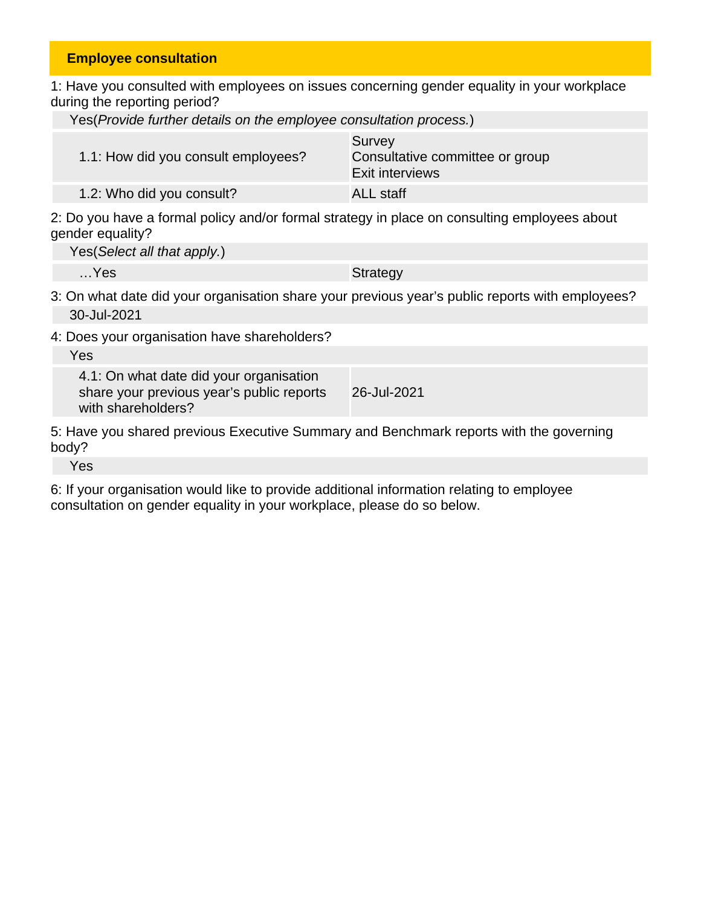## Employee consultation

1: Have you consulted with employees on issues concerning gender equality in your workplace during the reporting period?

Yes(*Provide further details on the employee consultation process.*)

| | |
|---|---|
| 1.1: How did you consult employees? | Survey<br>Consultative committee or group<br>Exit interviews |
| 1.2: Who did you consult? | ALL staff |

2: Do you have a formal policy and/or formal strategy in place on consulting employees about gender equality?

Yes(*Select all that apply.*)

| | |
|---|---|
| …Yes | Strategy |

3: On what date did your organisation share your previous year's public reports with employees?

30-Jul-2021

4: Does your organisation have shareholders?

Yes

| | |
|---|---|
| 4.1: On what date did your organisation share your previous year's public reports with shareholders? | 26-Jul-2021 |

5: Have you shared previous Executive Summary and Benchmark reports with the governing body?

Yes

6: If your organisation would like to provide additional information relating to employee consultation on gender equality in your workplace, please do so below.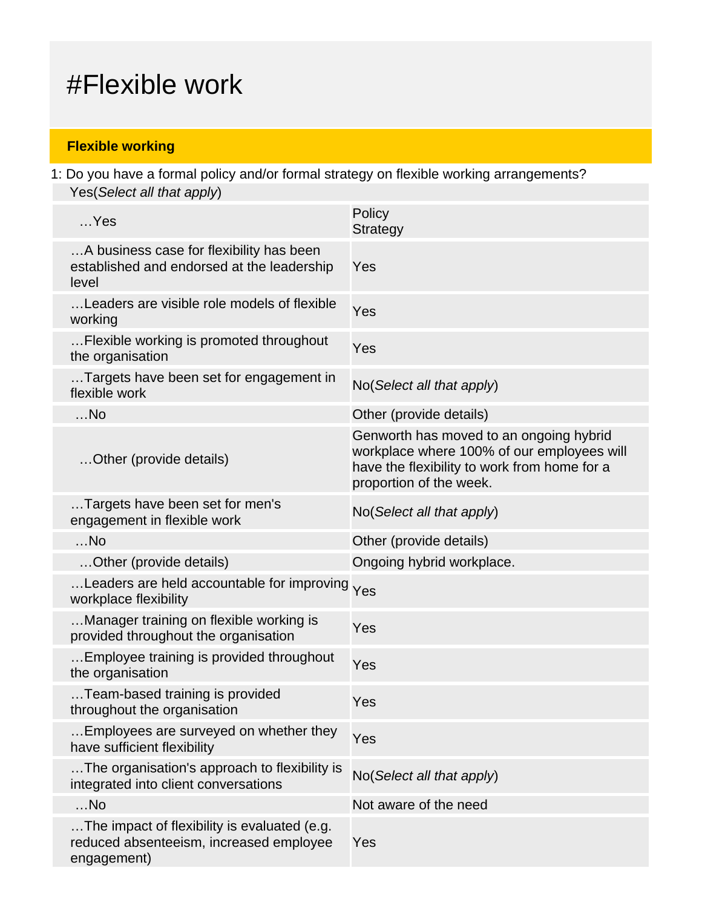# #Flexible work

## Flexible working

1: Do you have a formal policy and/or formal strategy on flexible working arrangements?

Yes(*Select all that apply*)

| | |
|---|---|
| …Yes | Policy<br>Strategy |
| …A business case for flexibility has been established and endorsed at the leadership level | Yes |
| …Leaders are visible role models of flexible working | Yes |
| …Flexible working is promoted throughout the organisation | Yes |
| …Targets have been set for engagement in flexible work | No(*Select all that apply*) |
| …No | Other (provide details) |
| …Other (provide details) | Genworth has moved to an ongoing hybrid workplace where 100% of our employees will have the flexibility to work from home for a proportion of the week. |
| …Targets have been set for men's engagement in flexible work | No(*Select all that apply*) |
| …No | Other (provide details) |
| …Other (provide details) | Ongoing hybrid workplace. |
| …Leaders are held accountable for improving workplace flexibility | Yes |
| …Manager training on flexible working is provided throughout the organisation | Yes |
| …Employee training is provided throughout the organisation | Yes |
| …Team-based training is provided throughout the organisation | Yes |
| …Employees are surveyed on whether they have sufficient flexibility | Yes |
| …The organisation's approach to flexibility is integrated into client conversations | No(*Select all that apply*) |
| …No | Not aware of the need |
| …The impact of flexibility is evaluated (e.g. reduced absenteeism, increased employee engagement) | Yes |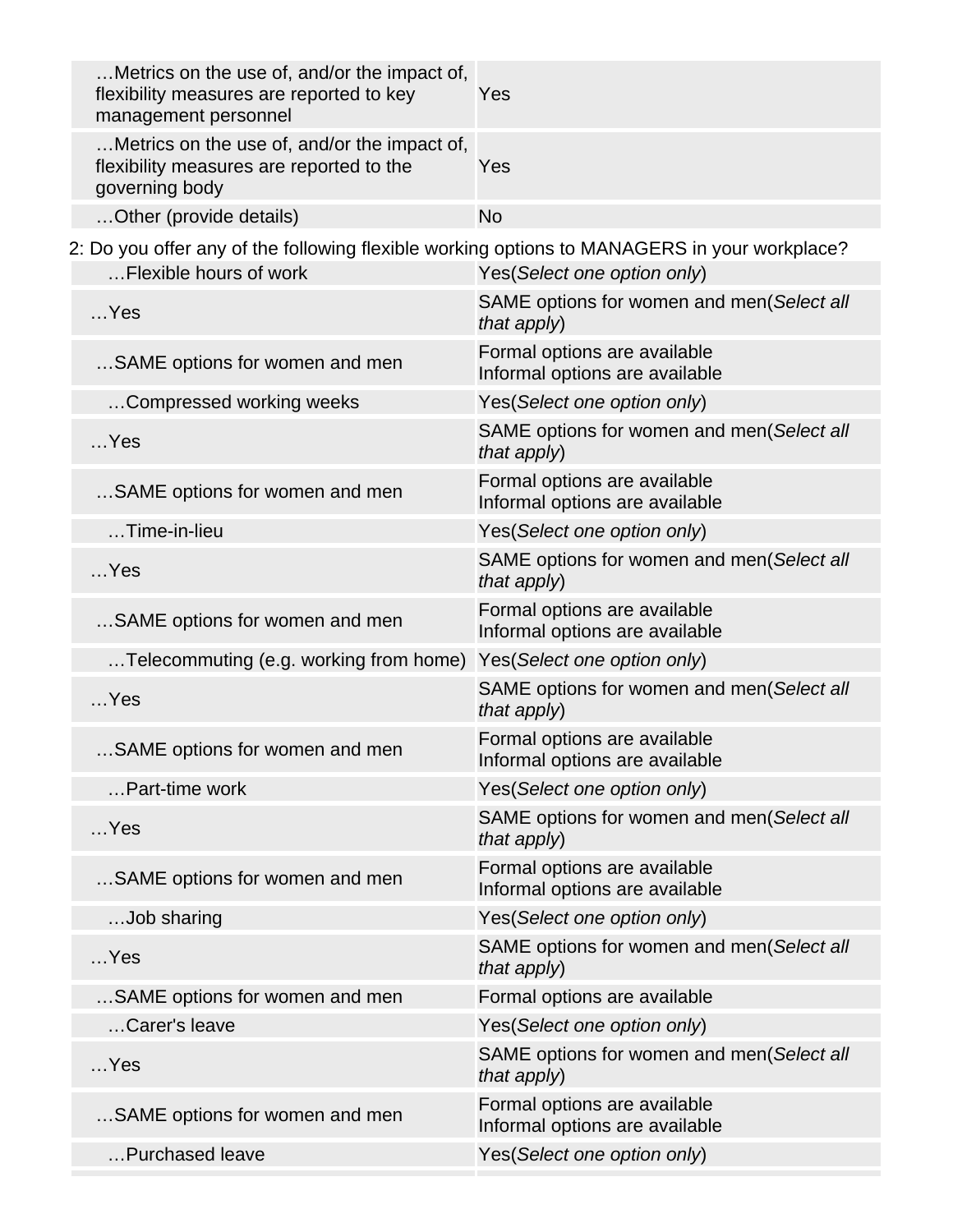| | |
|---|---|
| …Metrics on the use of, and/or the impact of, flexibility measures are reported to key management personnel | Yes |
| …Metrics on the use of, and/or the impact of, flexibility measures are reported to the governing body | Yes |
| …Other (provide details) | No |

2: Do you offer any of the following flexible working options to MANAGERS in your workplace?

| | |
|---|---|
| …Flexible hours of work | Yes(*Select one option only*) |
| …Yes | SAME options for women and men(*Select all that apply*) |
| …SAME options for women and men | Formal options are available<br>Informal options are available |
| …Compressed working weeks | Yes(*Select one option only*) |
| …Yes | SAME options for women and men(*Select all that apply*) |
| …SAME options for women and men | Formal options are available<br>Informal options are available |
| …Time-in-lieu | Yes(*Select one option only*) |
| …Yes | SAME options for women and men(*Select all that apply*) |
| …SAME options for women and men | Formal options are available<br>Informal options are available |
| …Telecommuting (e.g. working from home) | Yes(*Select one option only*) |
| …Yes | SAME options for women and men(*Select all that apply*) |
| …SAME options for women and men | Formal options are available<br>Informal options are available |
| …Part-time work | Yes(*Select one option only*) |
| …Yes | SAME options for women and men(*Select all that apply*) |
| …SAME options for women and men | Formal options are available<br>Informal options are available |
| …Job sharing | Yes(*Select one option only*) |
| …Yes | SAME options for women and men(*Select all that apply*) |
| …SAME options for women and men | Formal options are available |
| …Carer's leave | Yes(*Select one option only*) |
| …Yes | SAME options for women and men(*Select all that apply*) |
| …SAME options for women and men | Formal options are available<br>Informal options are available |
| …Purchased leave | Yes(*Select one option only*) |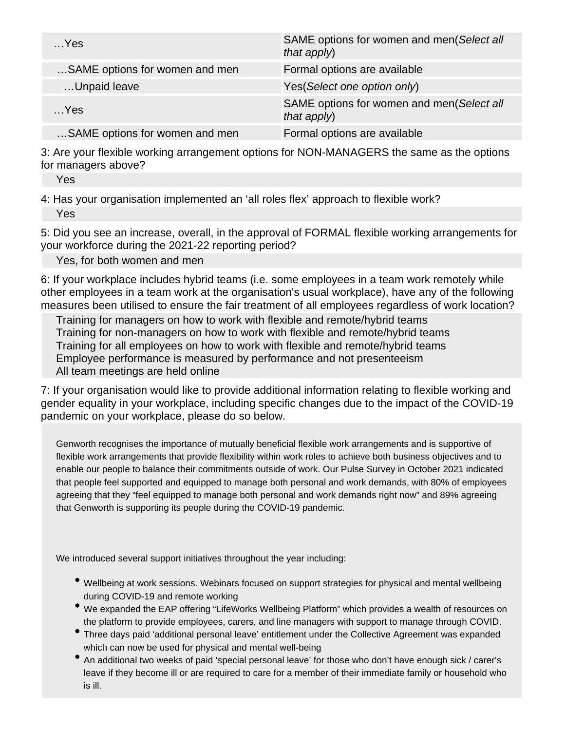| | |
|---|---|
| …Yes | SAME options for women and men(*Select all that apply*) |
| …SAME options for women and men | Formal options are available |
| …Unpaid leave | Yes(*Select one option only*) |
| …Yes | SAME options for women and men(*Select all that apply*) |
| …SAME options for women and men | Formal options are available |

3: Are your flexible working arrangement options for NON-MANAGERS the same as the options for managers above?

Yes

4: Has your organisation implemented an 'all roles flex' approach to flexible work?

Yes

5: Did you see an increase, overall, in the approval of FORMAL flexible working arrangements for your workforce during the 2021-22 reporting period?

Yes, for both women and men

6: If your workplace includes hybrid teams (i.e. some employees in a team work remotely while other employees in a team work at the organisation's usual workplace), have any of the following measures been utilised to ensure the fair treatment of all employees regardless of work location?

Training for managers on how to work with flexible and remote/hybrid teams
Training for non-managers on how to work with flexible and remote/hybrid teams
Training for all employees on how to work with flexible and remote/hybrid teams
Employee performance is measured by performance and not presenteeism
All team meetings are held online

7: If your organisation would like to provide additional information relating to flexible working and gender equality in your workplace, including specific changes due to the impact of the COVID-19 pandemic on your workplace, please do so below.

Genworth recognises the importance of mutually beneficial flexible work arrangements and is supportive of flexible work arrangements that provide flexibility within work roles to achieve both business objectives and to enable our people to balance their commitments outside of work. Our Pulse Survey in October 2021 indicated that people feel supported and equipped to manage both personal and work demands, with 80% of employees agreeing that they "feel equipped to manage both personal and work demands right now" and 89% agreeing that Genworth is supporting its people during the COVID-19 pandemic.

We introduced several support initiatives throughout the year including:

- Wellbeing at work sessions. Webinars focused on support strategies for physical and mental wellbeing during COVID-19 and remote working
- We expanded the EAP offering "LifeWorks Wellbeing Platform" which provides a wealth of resources on the platform to provide employees, carers, and line managers with support to manage through COVID.
- Three days paid 'additional personal leave' entitlement under the Collective Agreement was expanded which can now be used for physical and mental well-being
- An additional two weeks of paid 'special personal leave' for those who don't have enough sick / carer's leave if they become ill or are required to care for a member of their immediate family or household who is ill.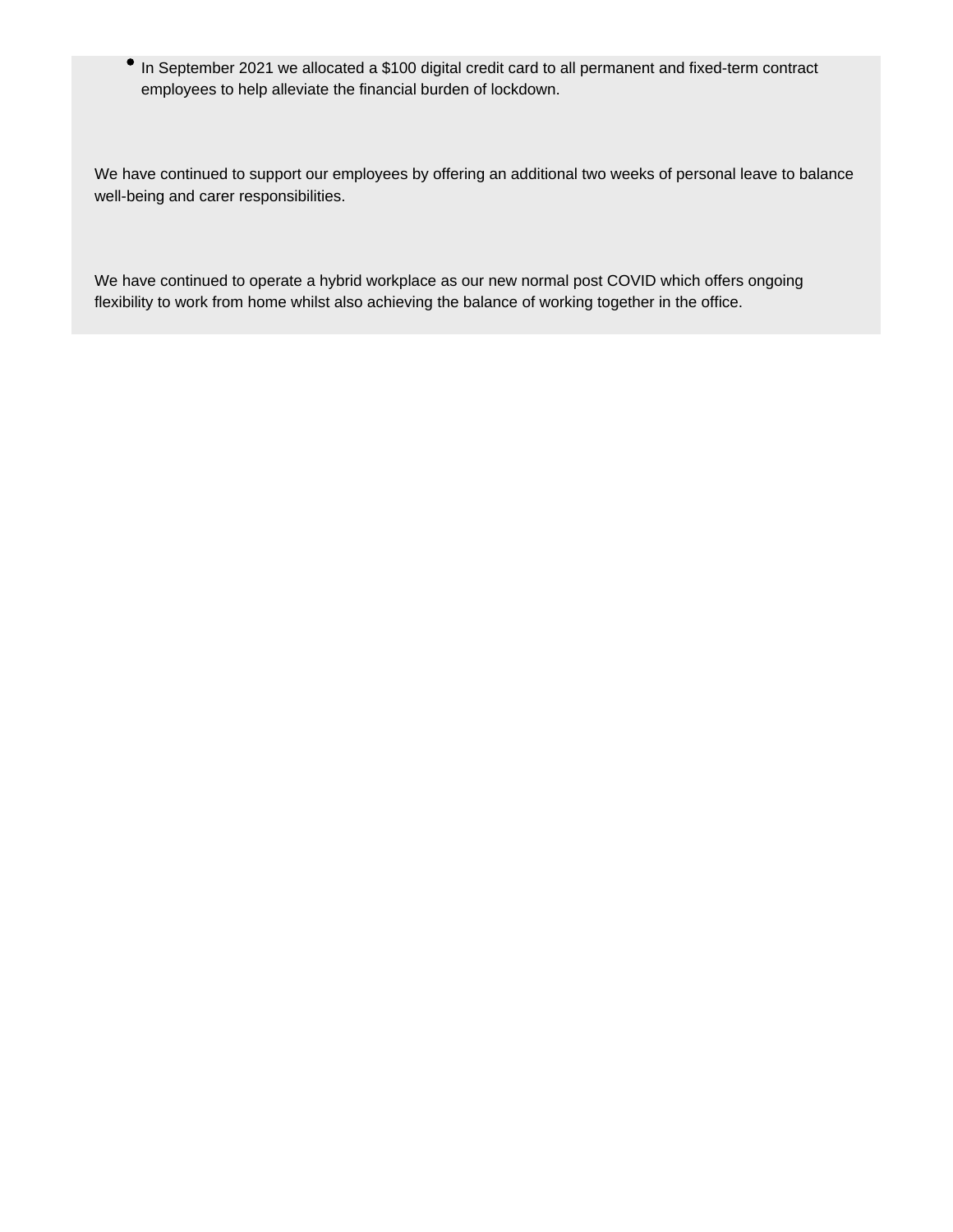- In September 2021 we allocated a $100 digital credit card to all permanent and fixed-term contract employees to help alleviate the financial burden of lockdown.

We have continued to support our employees by offering an additional two weeks of personal leave to balance well-being and carer responsibilities.

We have continued to operate a hybrid workplace as our new normal post COVID which offers ongoing flexibility to work from home whilst also achieving the balance of working together in the office.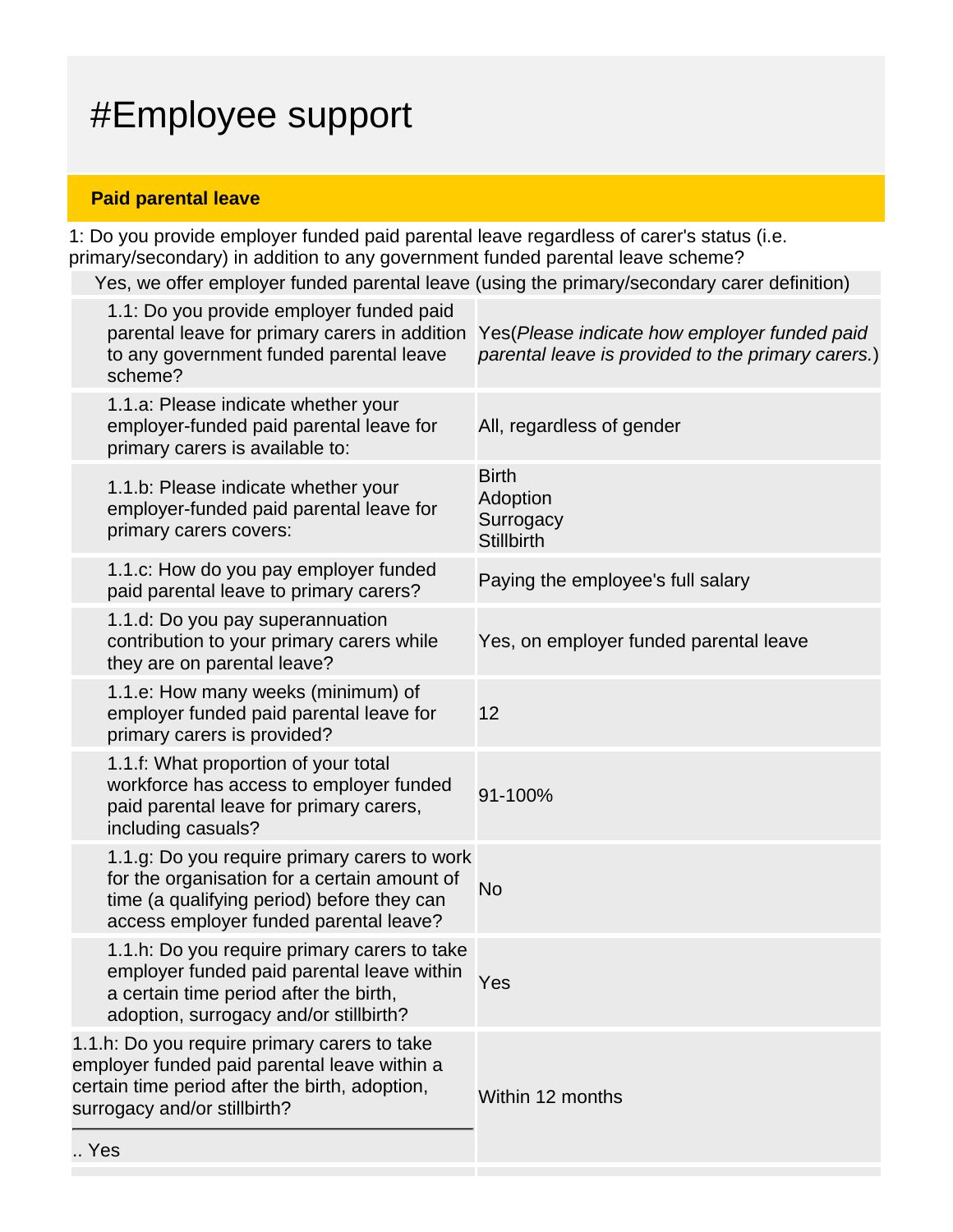# #Employee support

## Paid parental leave

1: Do you provide employer funded paid parental leave regardless of carer's status (i.e. primary/secondary) in addition to any government funded parental leave scheme?

Yes, we offer employer funded parental leave (using the primary/secondary carer definition)

| Question | Response |
| --- | --- |
| 1.1: Do you provide employer funded paid parental leave for primary carers in addition to any government funded parental leave scheme? | Yes(*Please indicate how employer funded paid parental leave is provided to the primary carers.*) |
| 1.1.a: Please indicate whether your employer-funded paid parental leave for primary carers is available to: | All, regardless of gender |
| 1.1.b: Please indicate whether your employer-funded paid parental leave for primary carers covers: | Birth<br>Adoption<br>Surrogacy<br>Stillbirth |
| 1.1.c: How do you pay employer funded paid parental leave to primary carers? | Paying the employee's full salary |
| 1.1.d: Do you pay superannuation contribution to your primary carers while they are on parental leave? | Yes, on employer funded parental leave |
| 1.1.e: How many weeks (minimum) of employer funded paid parental leave for primary carers is provided? | 12 |
| 1.1.f: What proportion of your total workforce has access to employer funded paid parental leave for primary carers, including casuals? | 91-100% |
| 1.1.g: Do you require primary carers to work for the organisation for a certain amount of time (a qualifying period) before they can access employer funded parental leave? | No |
| 1.1.h: Do you require primary carers to take employer funded paid parental leave within a certain time period after the birth, adoption, surrogacy and/or stillbirth? | Yes |

| Question | Response |
| --- | --- |
| 1.1.h: Do you require primary carers to take employer funded paid parental leave within a certain time period after the birth, adoption, surrogacy and/or stillbirth?<br><br>.. Yes | Within 12 months |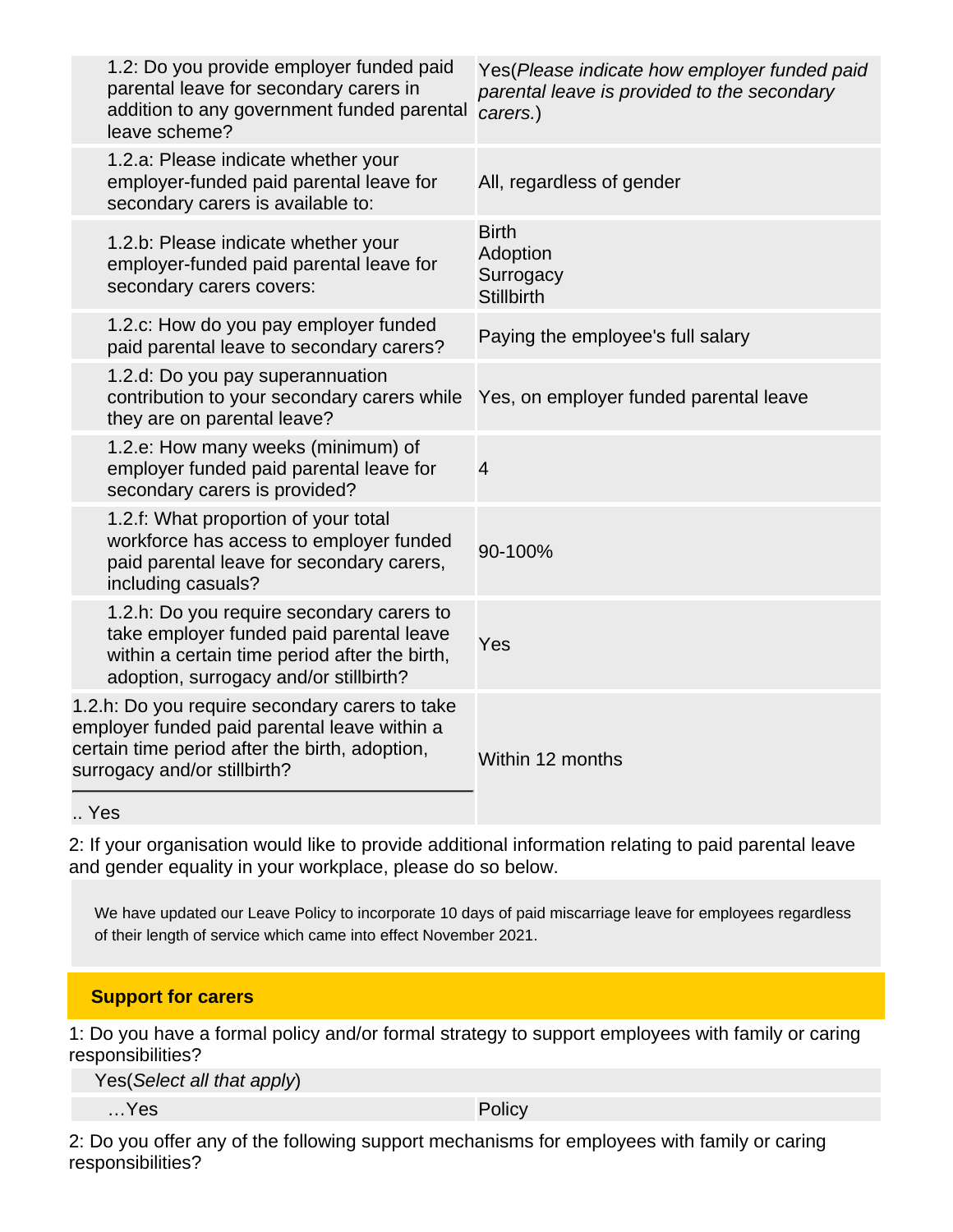| | |
|---|---|
| 1.2: Do you provide employer funded paid parental leave for secondary carers in addition to any government funded parental leave scheme? | Yes(*Please indicate how employer funded paid parental leave is provided to the secondary carers.*) |
| 1.2.a: Please indicate whether your employer-funded paid parental leave for secondary carers is available to: | All, regardless of gender |
| 1.2.b: Please indicate whether your employer-funded paid parental leave for secondary carers covers: | Birth<br>Adoption<br>Surrogacy<br>Stillbirth |
| 1.2.c: How do you pay employer funded paid parental leave to secondary carers? | Paying the employee's full salary |
| 1.2.d: Do you pay superannuation contribution to your secondary carers while they are on parental leave? | Yes, on employer funded parental leave |
| 1.2.e: How many weeks (minimum) of employer funded paid parental leave for secondary carers is provided? | 4 |
| 1.2.f: What proportion of your total workforce has access to employer funded paid parental leave for secondary carers, including casuals? | 90-100% |
| 1.2.h: Do you require secondary carers to take employer funded paid parental leave within a certain time period after the birth, adoption, surrogacy and/or stillbirth? | Yes |
| 1.2.h: Do you require secondary carers to take employer funded paid parental leave within a certain time period after the birth, adoption, surrogacy and/or stillbirth?<br>.. Yes | Within 12 months |

2: If your organisation would like to provide additional information relating to paid parental leave and gender equality in your workplace, please do so below.

We have updated our Leave Policy to incorporate 10 days of paid miscarriage leave for employees regardless of their length of service which came into effect November 2021.

## Support for carers

1: Do you have a formal policy and/or formal strategy to support employees with family or caring responsibilities?

Yes(*Select all that apply*)

| | |
|---|---|
| …Yes | Policy |

2: Do you offer any of the following support mechanisms for employees with family or caring responsibilities?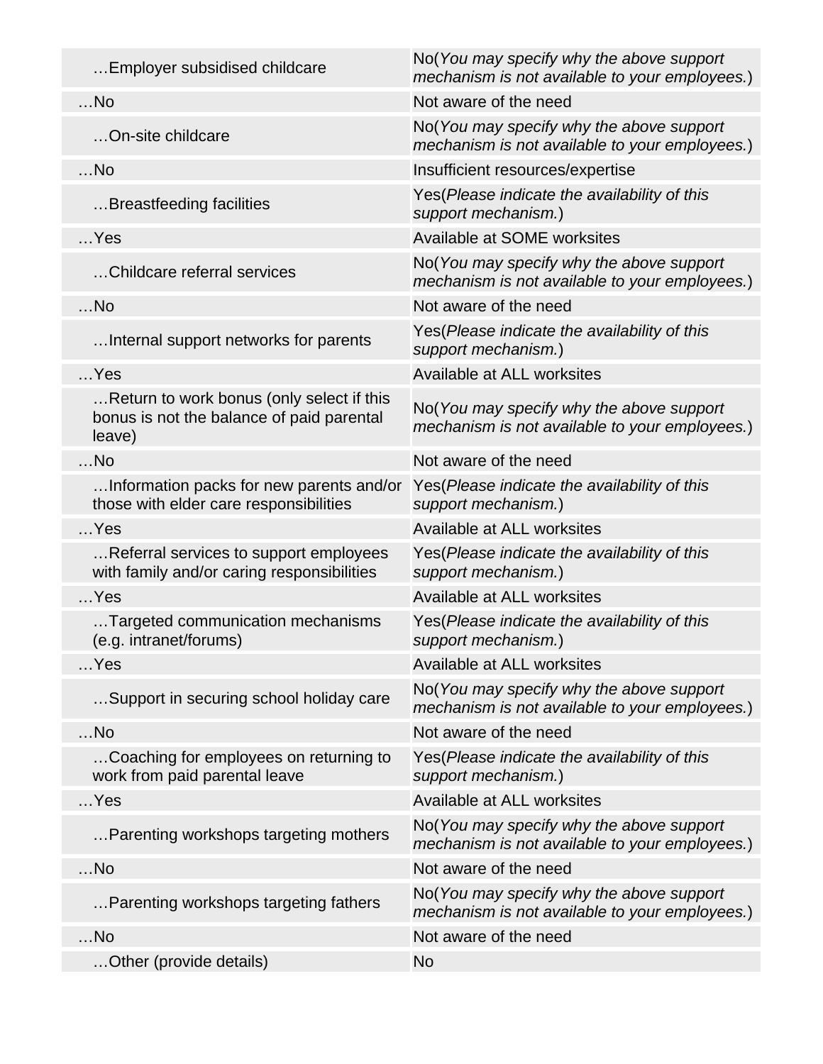| | |
|---|---|
| …Employer subsidised childcare | No(*You may specify why the above support mechanism is not available to your employees.*) |
| …No | Not aware of the need |
| …On-site childcare | No(*You may specify why the above support mechanism is not available to your employees.*) |
| …No | Insufficient resources/expertise |
| …Breastfeeding facilities | Yes(*Please indicate the availability of this support mechanism.*) |
| …Yes | Available at SOME worksites |
| …Childcare referral services | No(*You may specify why the above support mechanism is not available to your employees.*) |
| …No | Not aware of the need |
| …Internal support networks for parents | Yes(*Please indicate the availability of this support mechanism.*) |
| …Yes | Available at ALL worksites |
| …Return to work bonus (only select if this bonus is not the balance of paid parental leave) | No(*You may specify why the above support mechanism is not available to your employees.*) |
| …No | Not aware of the need |
| …Information packs for new parents and/or those with elder care responsibilities | Yes(*Please indicate the availability of this support mechanism.*) |
| …Yes | Available at ALL worksites |
| …Referral services to support employees with family and/or caring responsibilities | Yes(*Please indicate the availability of this support mechanism.*) |
| …Yes | Available at ALL worksites |
| …Targeted communication mechanisms (e.g. intranet/forums) | Yes(*Please indicate the availability of this support mechanism.*) |
| …Yes | Available at ALL worksites |
| …Support in securing school holiday care | No(*You may specify why the above support mechanism is not available to your employees.*) |
| …No | Not aware of the need |
| …Coaching for employees on returning to work from paid parental leave | Yes(*Please indicate the availability of this support mechanism.*) |
| …Yes | Available at ALL worksites |
| …Parenting workshops targeting mothers | No(*You may specify why the above support mechanism is not available to your employees.*) |
| …No | Not aware of the need |
| …Parenting workshops targeting fathers | No(*You may specify why the above support mechanism is not available to your employees.*) |
| …No | Not aware of the need |
| …Other (provide details) | No |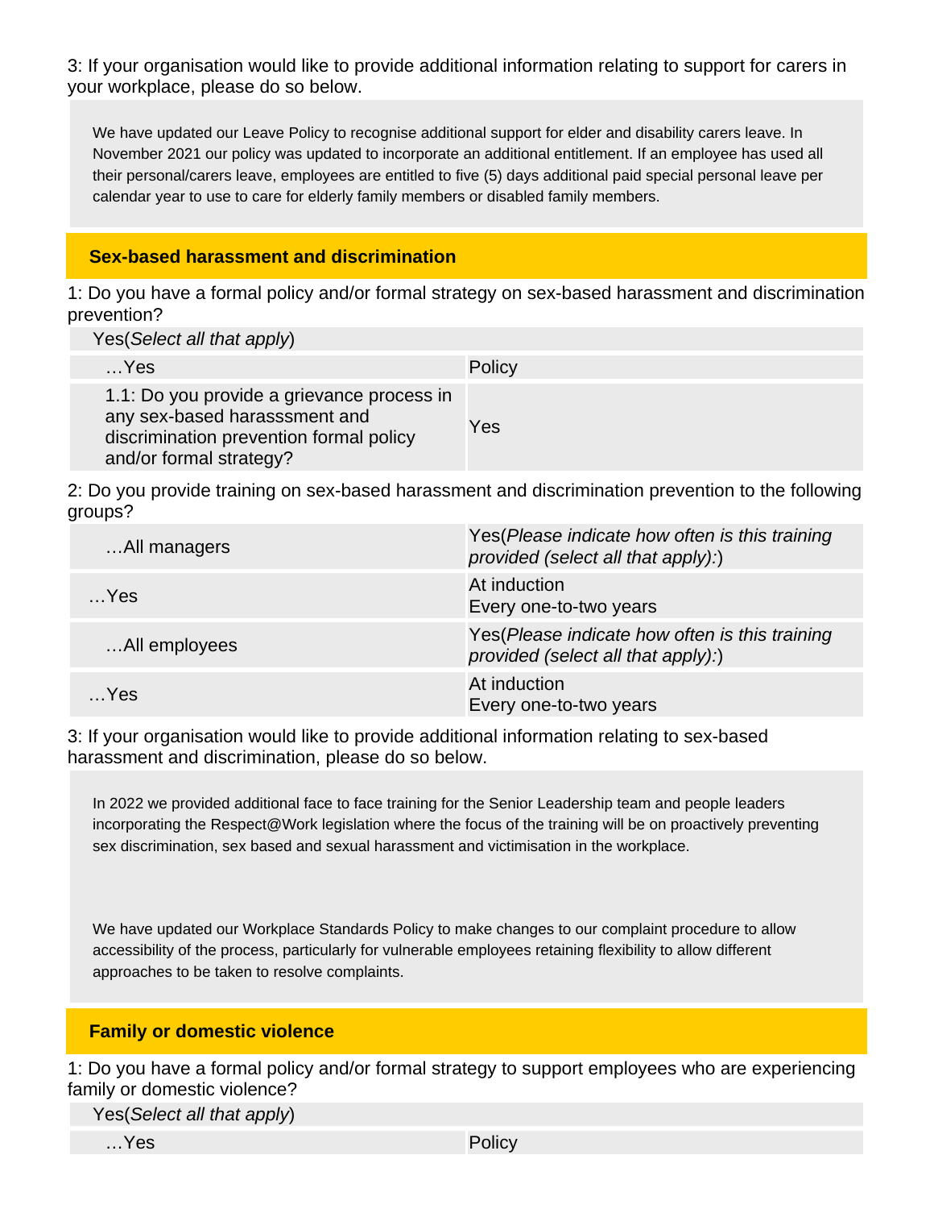3: If your organisation would like to provide additional information relating to support for carers in your workplace, please do so below.

We have updated our Leave Policy to recognise additional support for elder and disability carers leave. In November 2021 our policy was updated to incorporate an additional entitlement. If an employee has used all their personal/carers leave, employees are entitled to five (5) days additional paid special personal leave per calendar year to use to care for elderly family members or disabled family members.

## Sex-based harassment and discrimination

1: Do you have a formal policy and/or formal strategy on sex-based harassment and discrimination prevention?

Yes(*Select all that apply*)

| | |
|---|---|
| …Yes | Policy |
| 1.1: Do you provide a grievance process in any sex-based harasssment and discrimination prevention formal policy and/or formal strategy? | Yes |

2: Do you provide training on sex-based harassment and discrimination prevention to the following groups?

| | |
|---|---|
| …All managers | Yes(*Please indicate how often is this training provided (select all that apply):*) |
| …Yes | At induction<br>Every one-to-two years |
| …All employees | Yes(*Please indicate how often is this training provided (select all that apply):*) |
| …Yes | At induction<br>Every one-to-two years |

3: If your organisation would like to provide additional information relating to sex-based harassment and discrimination, please do so below.

In 2022 we provided additional face to face training for the Senior Leadership team and people leaders incorporating the Respect@Work legislation where the focus of the training will be on proactively preventing sex discrimination, sex based and sexual harassment and victimisation in the workplace.

We have updated our Workplace Standards Policy to make changes to our complaint procedure to allow accessibility of the process, particularly for vulnerable employees retaining flexibility to allow different approaches to be taken to resolve complaints.

## Family or domestic violence

1: Do you have a formal policy and/or formal strategy to support employees who are experiencing family or domestic violence?

Yes(*Select all that apply*)

| | |
|---|---|
| …Yes | Policy |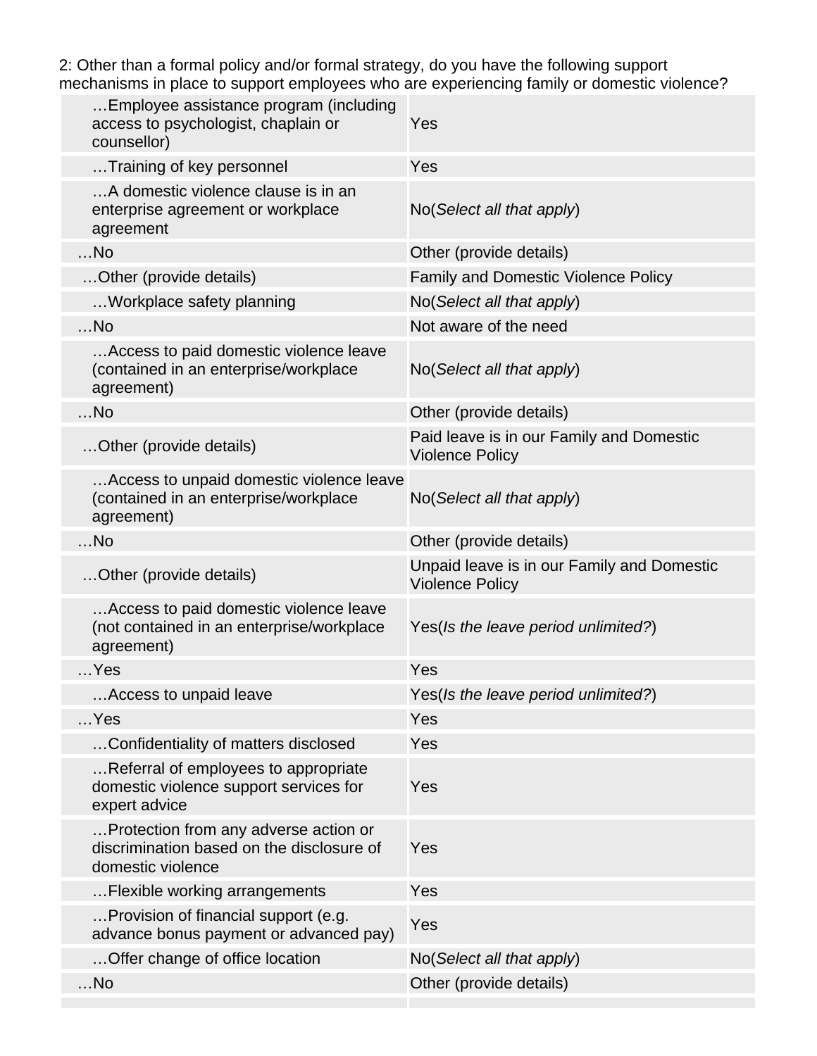2: Other than a formal policy and/or formal strategy, do you have the following support mechanisms in place to support employees who are experiencing family or domestic violence?

| | |
|---|---|
| …Employee assistance program (including access to psychologist, chaplain or counsellor) | Yes |
| …Training of key personnel | Yes |
| …A domestic violence clause is in an enterprise agreement or workplace agreement | No(*Select all that apply*) |
| …No | Other (provide details) |
| …Other (provide details) | Family and Domestic Violence Policy |
| …Workplace safety planning | No(*Select all that apply*) |
| …No | Not aware of the need |
| …Access to paid domestic violence leave (contained in an enterprise/workplace agreement) | No(*Select all that apply*) |
| …No | Other (provide details) |
| …Other (provide details) | Paid leave is in our Family and Domestic Violence Policy |
| …Access to unpaid domestic violence leave (contained in an enterprise/workplace agreement) | No(*Select all that apply*) |
| …No | Other (provide details) |
| …Other (provide details) | Unpaid leave is in our Family and Domestic Violence Policy |
| …Access to paid domestic violence leave (not contained in an enterprise/workplace agreement) | Yes(*Is the leave period unlimited?*) |
| …Yes | Yes |
| …Access to unpaid leave | Yes(*Is the leave period unlimited?*) |
| …Yes | Yes |
| …Confidentiality of matters disclosed | Yes |
| …Referral of employees to appropriate domestic violence support services for expert advice | Yes |
| …Protection from any adverse action or discrimination based on the disclosure of domestic violence | Yes |
| …Flexible working arrangements | Yes |
| …Provision of financial support (e.g. advance bonus payment or advanced pay) | Yes |
| …Offer change of office location | No(*Select all that apply*) |
| …No | Other (provide details) |
| | |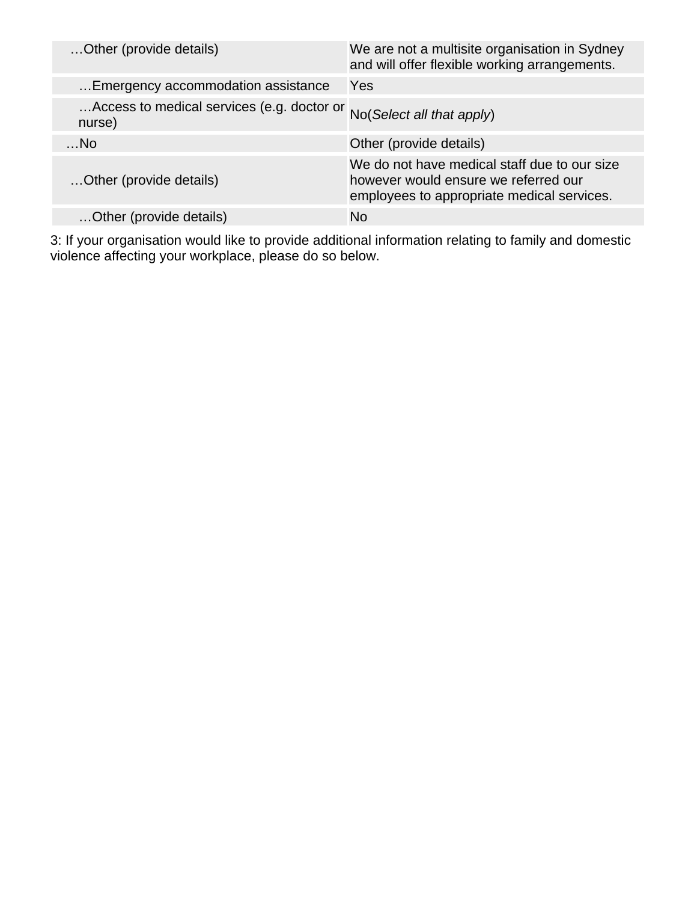| | |
|---|---|
| …Other (provide details) | We are not a multisite organisation in Sydney and will offer flexible working arrangements. |
| …Emergency accommodation assistance | Yes |
| …Access to medical services (e.g. doctor or nurse) | No(*Select all that apply*) |
| …No | Other (provide details) |
| …Other (provide details) | We do not have medical staff due to our size however would ensure we referred our employees to appropriate medical services. |
| …Other (provide details) | No |

3: If your organisation would like to provide additional information relating to family and domestic violence affecting your workplace, please do so below.